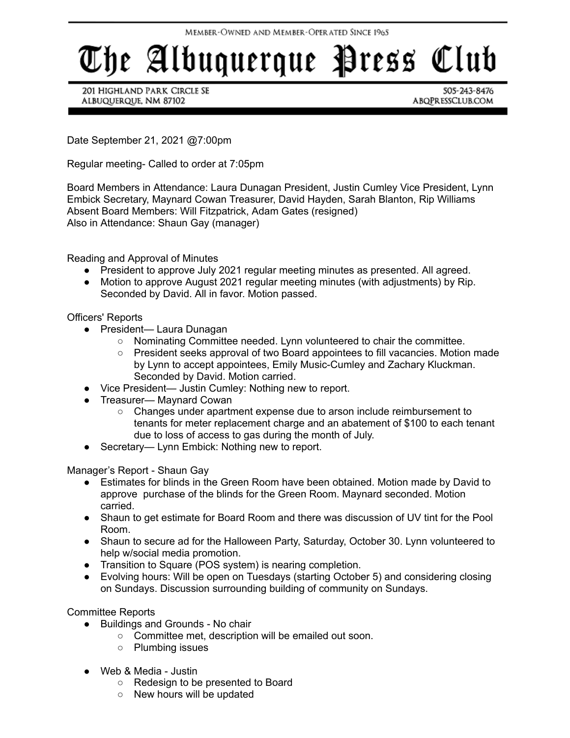Member-Owned and Member-Operated Since 1965

# The Albuquerque Press Club

201 Highland Park Circle SE
Albuquerque, NM 87102

505-243-8476
ABQPressClub.com

Date September 21, 2021 @7:00pm

Regular meeting- Called to order at 7:05pm

Board Members in Attendance: Laura Dunagan President, Justin Cumley Vice President, Lynn Embick Secretary, Maynard Cowan Treasurer, David Hayden, Sarah Blanton, Rip Williams
Absent Board Members: Will Fitzpatrick, Adam Gates (resigned)
Also in Attendance: Shaun Gay (manager)

Reading and Approval of Minutes

- President to approve July 2021 regular meeting minutes as presented. All agreed.
- Motion to approve August 2021 regular meeting minutes (with adjustments) by Rip. Seconded by David. All in favor. Motion passed.

Officers' Reports

- President— Laura Dunagan
    - Nominating Committee needed. Lynn volunteered to chair the committee.
    - President seeks approval of two Board appointees to fill vacancies. Motion made by Lynn to accept appointees, Emily Music-Cumley and Zachary Kluckman. Seconded by David. Motion carried.
- Vice President— Justin Cumley: Nothing new to report.
- Treasurer— Maynard Cowan
    - Changes under apartment expense due to arson include reimbursement to tenants for meter replacement charge and an abatement of $100 to each tenant due to loss of access to gas during the month of July.
- Secretary— Lynn Embick: Nothing new to report.

Manager's Report - Shaun Gay

- Estimates for blinds in the Green Room have been obtained. Motion made by David to approve purchase of the blinds for the Green Room. Maynard seconded. Motion carried.
- Shaun to get estimate for Board Room and there was discussion of UV tint for the Pool Room.
- Shaun to secure ad for the Halloween Party, Saturday, October 30. Lynn volunteered to help w/social media promotion.
- Transition to Square (POS system) is nearing completion.
- Evolving hours: Will be open on Tuesdays (starting October 5) and considering closing on Sundays. Discussion surrounding building of community on Sundays.

Committee Reports

- Buildings and Grounds - No chair
    - Committee met, description will be emailed out soon.
    - Plumbing issues
- Web & Media - Justin
    - Redesign to be presented to Board
    - New hours will be updated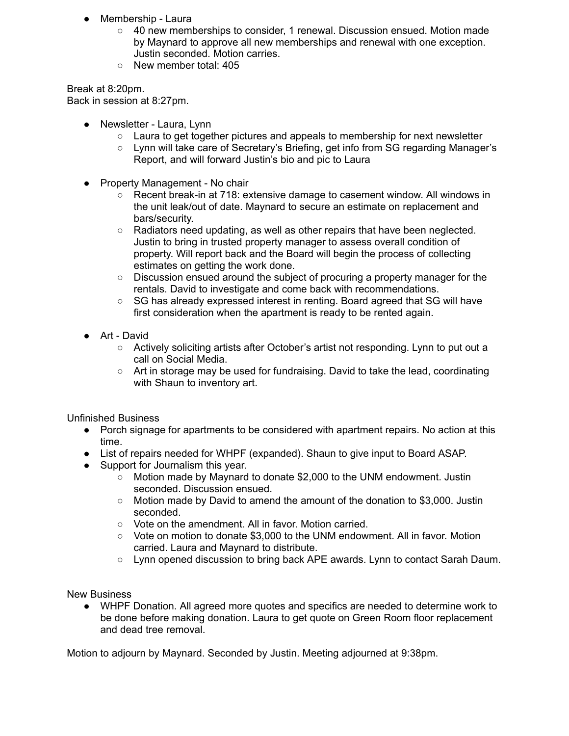- Membership - Laura
  - 40 new memberships to consider, 1 renewal. Discussion ensued. Motion made by Maynard to approve all new memberships and renewal with one exception. Justin seconded. Motion carries.
  - New member total: 405

Break at 8:20pm.
Back in session at 8:27pm.

- Newsletter - Laura, Lynn
  - Laura to get together pictures and appeals to membership for next newsletter
  - Lynn will take care of Secretary's Briefing, get info from SG regarding Manager's Report, and will forward Justin's bio and pic to Laura

- Property Management - No chair
  - Recent break-in at 718: extensive damage to casement window. All windows in the unit leak/out of date. Maynard to secure an estimate on replacement and bars/security.
  - Radiators need updating, as well as other repairs that have been neglected. Justin to bring in trusted property manager to assess overall condition of property. Will report back and the Board will begin the process of collecting estimates on getting the work done.
  - Discussion ensued around the subject of procuring a property manager for the rentals. David to investigate and come back with recommendations.
  - SG has already expressed interest in renting. Board agreed that SG will have first consideration when the apartment is ready to be rented again.

- Art - David
  - Actively soliciting artists after October's artist not responding. Lynn to put out a call on Social Media.
  - Art in storage may be used for fundraising. David to take the lead, coordinating with Shaun to inventory art.

Unfinished Business

- Porch signage for apartments to be considered with apartment repairs. No action at this time.
- List of repairs needed for WHPF (expanded). Shaun to give input to Board ASAP.
- Support for Journalism this year.
  - Motion made by Maynard to donate $2,000 to the UNM endowment. Justin seconded. Discussion ensued.
  - Motion made by David to amend the amount of the donation to $3,000. Justin seconded.
  - Vote on the amendment. All in favor. Motion carried.
  - Vote on motion to donate $3,000 to the UNM endowment. All in favor. Motion carried. Laura and Maynard to distribute.
  - Lynn opened discussion to bring back APE awards. Lynn to contact Sarah Daum.

New Business

- WHPF Donation. All agreed more quotes and specifics are needed to determine work to be done before making donation. Laura to get quote on Green Room floor replacement and dead tree removal.

Motion to adjourn by Maynard. Seconded by Justin. Meeting adjourned at 9:38pm.